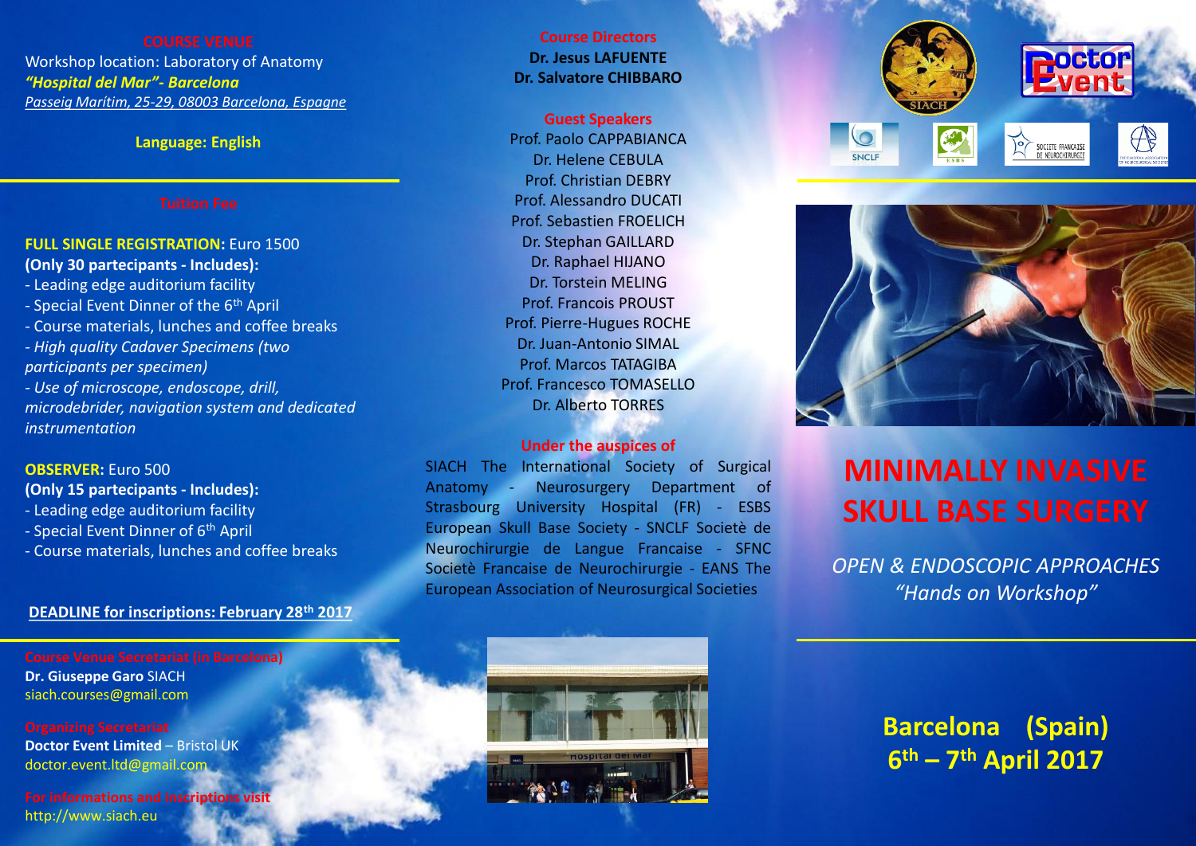## COURSE VENUE

Workshop location: Laboratory of Anatomy
***"Hospital del Mar"- Barcelona***
*Passeig Marítim, 25-29, 08003 Barcelona, Espagne*

**Language: English**

## Tuition Fee

**FULL SINGLE REGISTRATION:** Euro 1500
**(Only 30 partecipants - Includes):**

- Leading edge auditorium facility
- Special Event Dinner of the 6th April
- Course materials, lunches and coffee breaks
- *High quality Cadaver Specimens (two participants per specimen)*
- *Use of microscope, endoscope, drill, microdebrider, navigation system and dedicated instrumentation*

**OBSERVER:** Euro 500
**(Only 15 partecipants - Includes):**

- Leading edge auditorium facility
- Special Event Dinner of 6th April
- Course materials, lunches and coffee breaks

**DEADLINE for inscriptions: February 28th 2017**

**Course Venue Secretariat (in Barcelona)**
**Dr. Giuseppe Garo** SIACH
siach.courses@gmail.com

**Organizing Secretariat**
**Doctor Event Limited** – Bristol UK
doctor.event.ltd@gmail.com

**For informations and inscriptions visit**
http://www.siach.eu

## Course Directors

**Dr. Jesus LAFUENTE**
**Dr. Salvatore CHIBBARO**

## Guest Speakers

Prof. Paolo CAPPABIANCA
Dr. Helene CEBULA
Prof. Christian DEBRY
Prof. Alessandro DUCATI
Prof. Sebastien FROELICH
Dr. Stephan GAILLARD
Dr. Raphael HIJANO
Dr. Torstein MELING
Prof. Francois PROUST
Prof. Pierre-Hugues ROCHE
Dr. Juan-Antonio SIMAL
Prof. Marcos TATAGIBA
Prof. Francesco TOMASELLO
Dr. Alberto TORRES

## Under the auspices of

SIACH The International Society of Surgical Anatomy - Neurosurgery Department of Strasbourg University Hospital (FR) - ESBS European Skull Base Society - SNCLF Societè de Neurochirurgie de Langue Francaise - SFNC Societè Francaise de Neurochirurgie - EANS The European Association of Neurosurgical Societies

# MINIMALLY INVASIVE SKULL BASE SURGERY

*OPEN & ENDOSCOPIC APPROACHES*
*"Hands on Workshop"*

**Barcelona (Spain)**
**6th – 7th April 2017**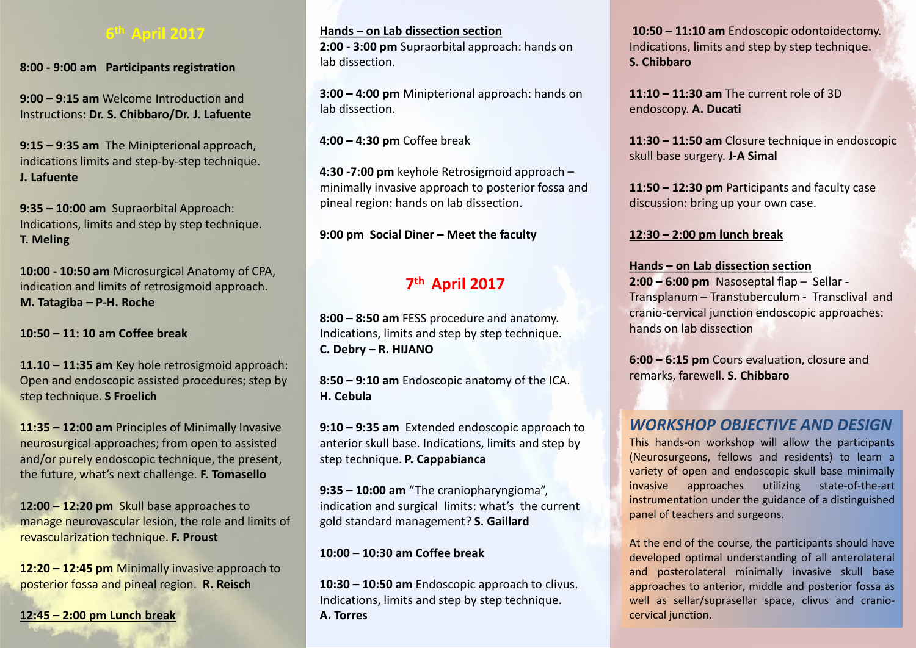## 6th April 2017

**8:00 - 9:00 am Participants registration**

**9:00 – 9:15 am** Welcome Introduction and Instructions**: Dr. S. Chibbaro/Dr. J. Lafuente**

**9:15 – 9:35 am** The Minipterional approach, indications limits and step-by-step technique. **J. Lafuente**

**9:35 – 10:00 am** Supraorbital Approach: Indications, limits and step by step technique. **T. Meling**

**10:00 - 10:50 am** Microsurgical Anatomy of CPA, indication and limits of retrosigmoid approach. **M. Tatagiba – P-H. Roche**

**10:50 – 11: 10 am Coffee break**

**11.10 – 11:35 am** Key hole retrosigmoid approach: Open and endoscopic assisted procedures; step by step technique. **S Froelich**

**11:35 – 12:00 am** Principles of Minimally Invasive neurosurgical approaches; from open to assisted and/or purely endoscopic technique, the present, the future, what's next challenge. **F. Tomasello**

**12:00 – 12:20 pm** Skull base approaches to manage neurovascular lesion, the role and limits of revascularization technique. **F. Proust**

**12:20 – 12:45 pm** Minimally invasive approach to posterior fossa and pineal region. **R. Reisch**

**12:45 – 2:00 pm Lunch break**

**Hands – on Lab dissection section**

**2:00 - 3:00 pm** Supraorbital approach: hands on lab dissection.

**3:00 – 4:00 pm** Minipterional approach: hands on lab dissection.

**4:00 – 4:30 pm** Coffee break

**4:30 -7:00 pm** keyhole Retrosigmoid approach – minimally invasive approach to posterior fossa and pineal region: hands on lab dissection.

**9:00 pm Social Diner – Meet the faculty**

## 7th April 2017

**8:00 – 8:50 am** FESS procedure and anatomy. Indications, limits and step by step technique. **C. Debry – R. HIJANO**

**8:50 – 9:10 am** Endoscopic anatomy of the ICA. **H. Cebula**

**9:10 – 9:35 am** Extended endoscopic approach to anterior skull base. Indications, limits and step by step technique. **P. Cappabianca**

**9:35 – 10:00 am** "The craniopharyngioma", indication and surgical limits: what's the current gold standard management? **S. Gaillard**

**10:00 – 10:30 am Coffee break**

**10:30 – 10:50 am** Endoscopic approach to clivus. Indications, limits and step by step technique. **A. Torres**

**10:50 – 11:10 am** Endoscopic odontoidectomy. Indications, limits and step by step technique. **S. Chibbaro**

**11:10 – 11:30 am** The current role of 3D endoscopy. **A. Ducati**

**11:30 – 11:50 am** Closure technique in endoscopic skull base surgery. **J-A Simal**

**11:50 – 12:30 pm** Participants and faculty case discussion: bring up your own case.

**12:30 – 2:00 pm lunch break**

**Hands – on Lab dissection section**

**2:00 – 6:00 pm** Nasoseptal flap – Sellar - Transplanum – Transtuberculum - Transclival and cranio-cervical junction endoscopic approaches: hands on lab dissection

**6:00 – 6:15 pm** Cours evaluation, closure and remarks, farewell. **S. Chibbaro**

## *WORKSHOP OBJECTIVE AND DESIGN*

This hands-on workshop will allow the participants (Neurosurgeons, fellows and residents) to learn a variety of open and endoscopic skull base minimally invasive approaches utilizing state-of-the-art instrumentation under the guidance of a distinguished panel of teachers and surgeons.

At the end of the course, the participants should have developed optimal understanding of all anterolateral and posterolateral minimally invasive skull base approaches to anterior, middle and posterior fossa as well as sellar/suprasellar space, clivus and cranio-cervical junction.